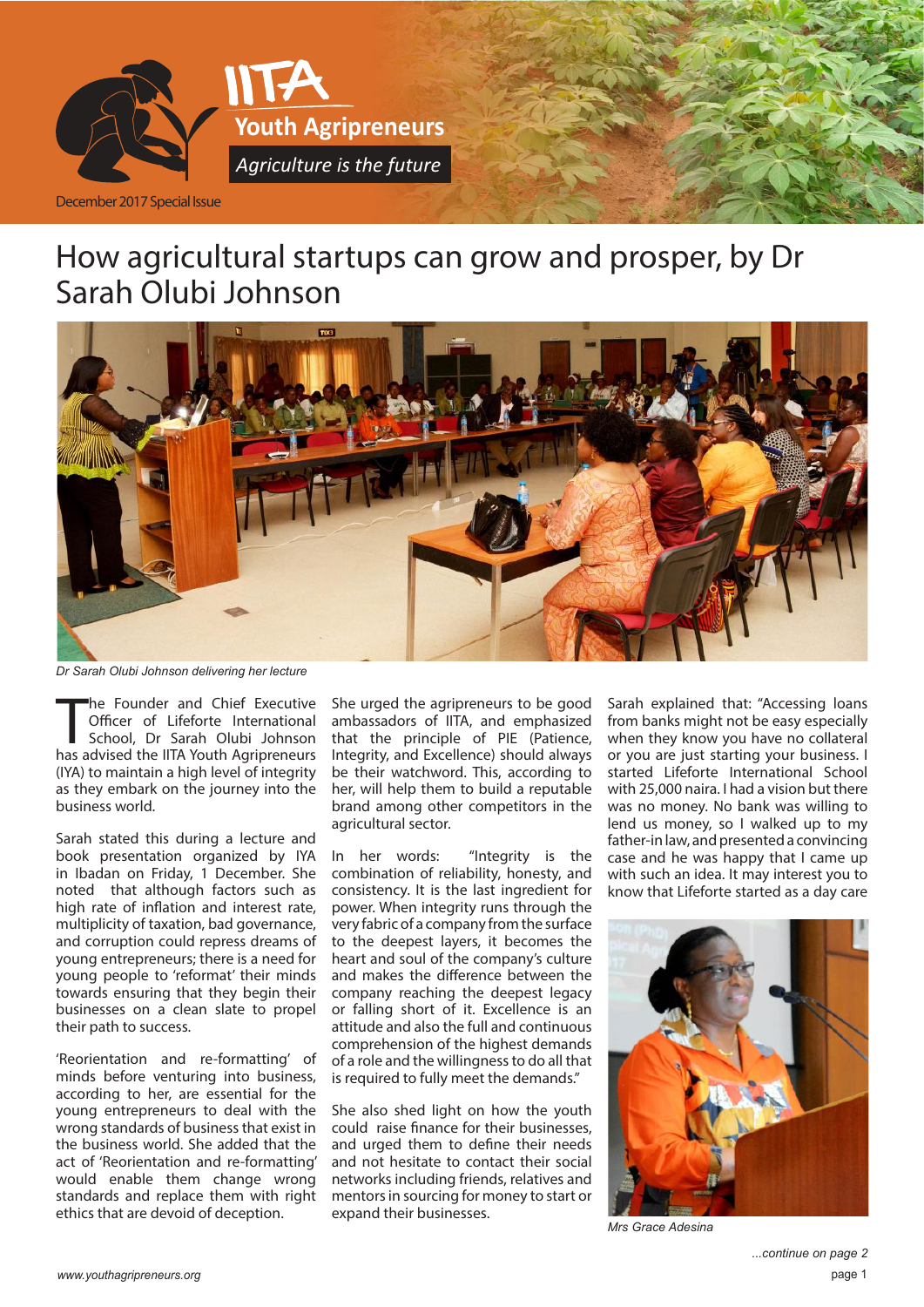IITA Youth Agripreneurs

*Agriculture is the future*

December 2017 Special Issue

# How agricultural startups can grow and prosper, by Dr Sarah Olubi Johnson

*Dr Sarah Olubi Johnson delivering her lecture*

The Founder and Chief Executive Officer of Lifeforte International School, Dr Sarah Olubi Johnson has advised the IITA Youth Agripreneurs (IYA) to maintain a high level of integrity as they embark on the journey into the business world.

Sarah stated this during a lecture and book presentation organized by IYA in Ibadan on Friday, 1 December. She noted that although factors such as high rate of inflation and interest rate, multiplicity of taxation, bad governance, and corruption could repress dreams of young entrepreneurs; there is a need for young people to 'reformat' their minds towards ensuring that they begin their businesses on a clean slate to propel their path to success.

'Reorientation and re-formatting' of minds before venturing into business, according to her, are essential for the young entrepreneurs to deal with the wrong standards of business that exist in the business world. She added that the act of 'Reorientation and re-formatting' would enable them change wrong standards and replace them with right ethics that are devoid of deception.

She urged the agripreneurs to be good ambassadors of IITA, and emphasized that the principle of PIE (Patience, Integrity, and Excellence) should always be their watchword. This, according to her, will help them to build a reputable brand among other competitors in the agricultural sector.

In her words: "Integrity is the combination of reliability, honesty, and consistency. It is the last ingredient for power. When integrity runs through the very fabric of a company from the surface to the deepest layers, it becomes the heart and soul of the company's culture and makes the difference between the company reaching the deepest legacy or falling short of it. Excellence is an attitude and also the full and continuous comprehension of the highest demands of a role and the willingness to do all that is required to fully meet the demands."

She also shed light on how the youth could raise finance for their businesses, and urged them to define their needs and not hesitate to contact their social networks including friends, relatives and mentors in sourcing for money to start or expand their businesses.

Sarah explained that: "Accessing loans from banks might not be easy especially when they know you have no collateral or you are just starting your business. I started Lifeforte International School with 25,000 naira. I had a vision but there was no money. No bank was willing to lend us money, so I walked up to my father-in law, and presented a convincing case and he was happy that I came up with such an idea. It may interest you to know that Lifeforte started as a day care

*Mrs Grace Adesina*

*...continue on page 2*

*www.youthagripreneurs.org*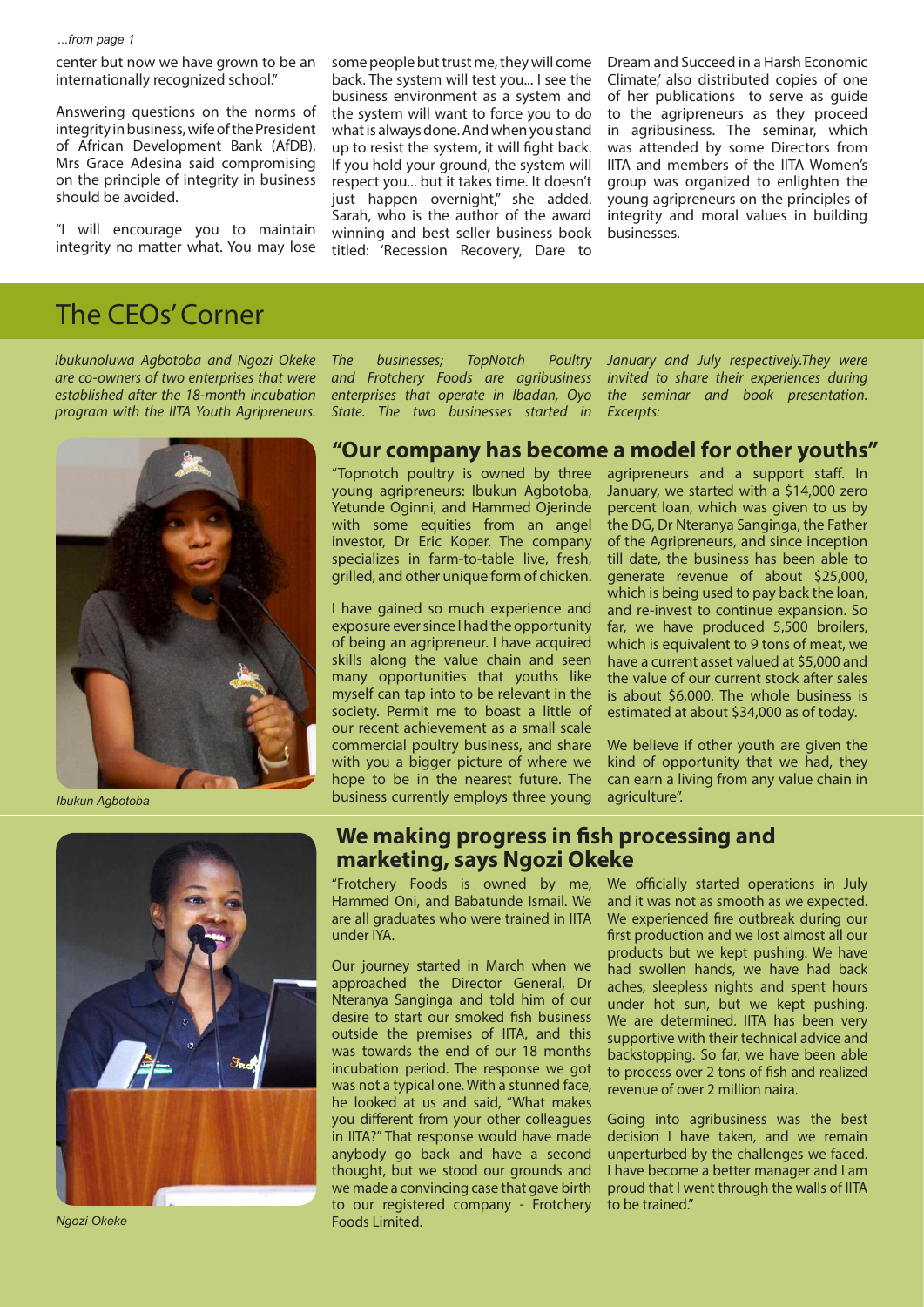*...from page 1*

center but now we have grown to be an internationally recognized school."

Answering questions on the norms of integrity in business, wife of the President of African Development Bank (AfDB), Mrs Grace Adesina said compromising on the principle of integrity in business should be avoided.

"I will encourage you to maintain integrity no matter what. You may lose some people but trust me, they will come back. The system will test you... I see the business environment as a system and the system will want to force you to do what is always done. And when you stand up to resist the system, it will fight back. If you hold your ground, the system will respect you... but it takes time. It doesn't just happen overnight," she added. Sarah, who is the author of the award winning and best seller business book titled: 'Recession Recovery, Dare to Dream and Succeed in a Harsh Economic Climate,' also distributed copies of one of her publications to serve as guide to the agripreneurs as they proceed in agribusiness. The seminar, which was attended by some Directors from IITA and members of the IITA Women's group was organized to enlighten the young agripreneurs on the principles of integrity and moral values in building businesses.

# The CEOs' Corner

*Ibukunoluwa Agbotoba and Ngozi Okeke are co-owners of two enterprises that were established after the 18-month incubation program with the IITA Youth Agripreneurs. The businesses; TopNotch Poultry and Frotchery Foods are agribusiness enterprises that operate in Ibadan, Oyo State. The two businesses started in January and July respectively.They were invited to share their experiences during the seminar and book presentation. Excerpts:*

Ibukun Agbotoba

## "Our company has become a model for other youths"

"Topnotch poultry is owned by three young agripreneurs: Ibukun Agbotoba, Yetunde Oginni, and Hammed Ojerinde with some equities from an angel investor, Dr Eric Koper. The company specializes in farm-to-table live, fresh, grilled, and other unique form of chicken.

I have gained so much experience and exposure ever since I had the opportunity of being an agripreneur. I have acquired skills along the value chain and seen many opportunities that youths like myself can tap into to be relevant in the society. Permit me to boast a little of our recent achievement as a small scale commercial poultry business, and share with you a bigger picture of where we hope to be in the nearest future. The business currently employs three young agripreneurs and a support staff. In January, we started with a $14,000 zero percent loan, which was given to us by the DG, Dr Nteranya Sanginga, the Father of the Agripreneurs, and since inception till date, the business has been able to generate revenue of about $25,000, which is being used to pay back the loan, and re-invest to continue expansion. So far, we have produced 5,500 broilers, which is equivalent to 9 tons of meat, we have a current asset valued at $5,000 and the value of our current stock after sales is about $6,000. The whole business is estimated at about $34,000 as of today.

We believe if other youth are given the kind of opportunity that we had, they can earn a living from any value chain in agriculture".

Ngozi Okeke

## We making progress in fish processing and marketing, says Ngozi Okeke

"Frotchery Foods is owned by me, Hammed Oni, and Babatunde Ismail. We are all graduates who were trained in IITA under IYA.

Our journey started in March when we approached the Director General, Dr Nteranya Sanginga and told him of our desire to start our smoked fish business outside the premises of IITA, and this was towards the end of our 18 months incubation period. The response we got was not a typical one. With a stunned face, he looked at us and said, "What makes you different from your other colleagues in IITA?" That response would have made anybody go back and have a second thought, but we stood our grounds and we made a convincing case that gave birth to our registered company - Frotchery Foods Limited.

We officially started operations in July and it was not as smooth as we expected. We experienced fire outbreak during our first production and we lost almost all our products but we kept pushing. We have had swollen hands, we have had back aches, sleepless nights and spent hours under hot sun, but we kept pushing. We are determined. IITA has been very supportive with their technical advice and backstopping. So far, we have been able to process over 2 tons of fish and realized revenue of over 2 million naira.

Going into agribusiness was the best decision I have taken, and we remain unperturbed by the challenges we faced. I have become a better manager and I am proud that I went through the walls of IITA to be trained."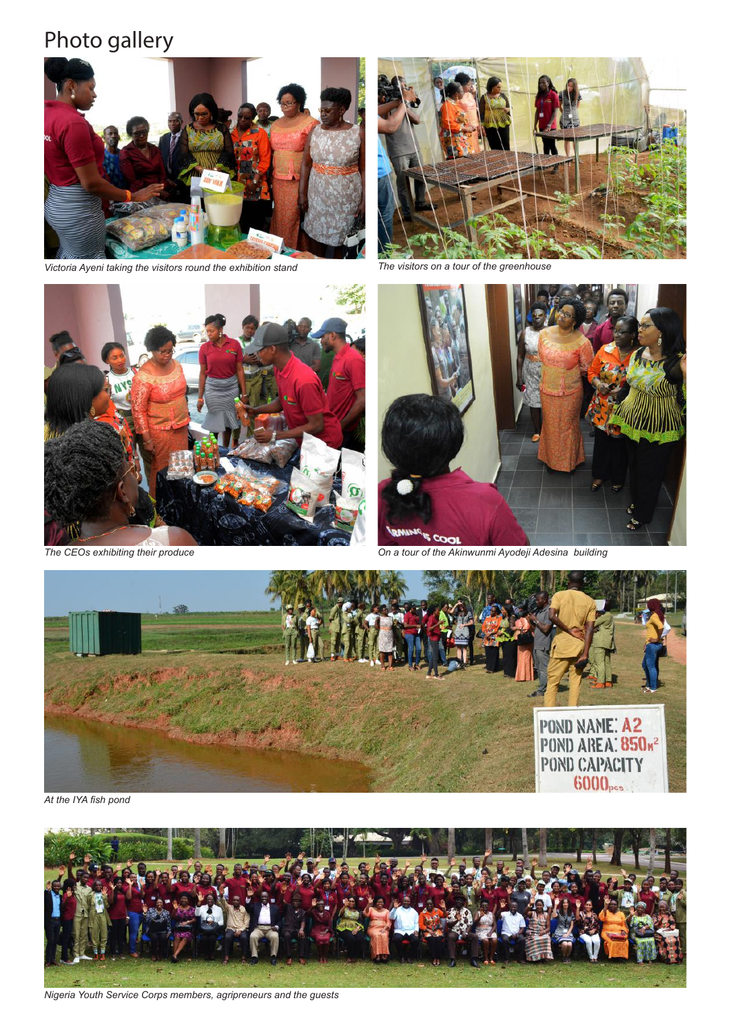# Photo gallery

*Victoria Ayeni taking the visitors round the exhibition stand*

*The visitors on a tour of the greenhouse*

*The CEOs exhibiting their produce*

*On a tour of the Akinwunmi Ayodeji Adesina building*

*At the IYA fish pond*

*Nigeria Youth Service Corps members, agripreneurs and the guests*